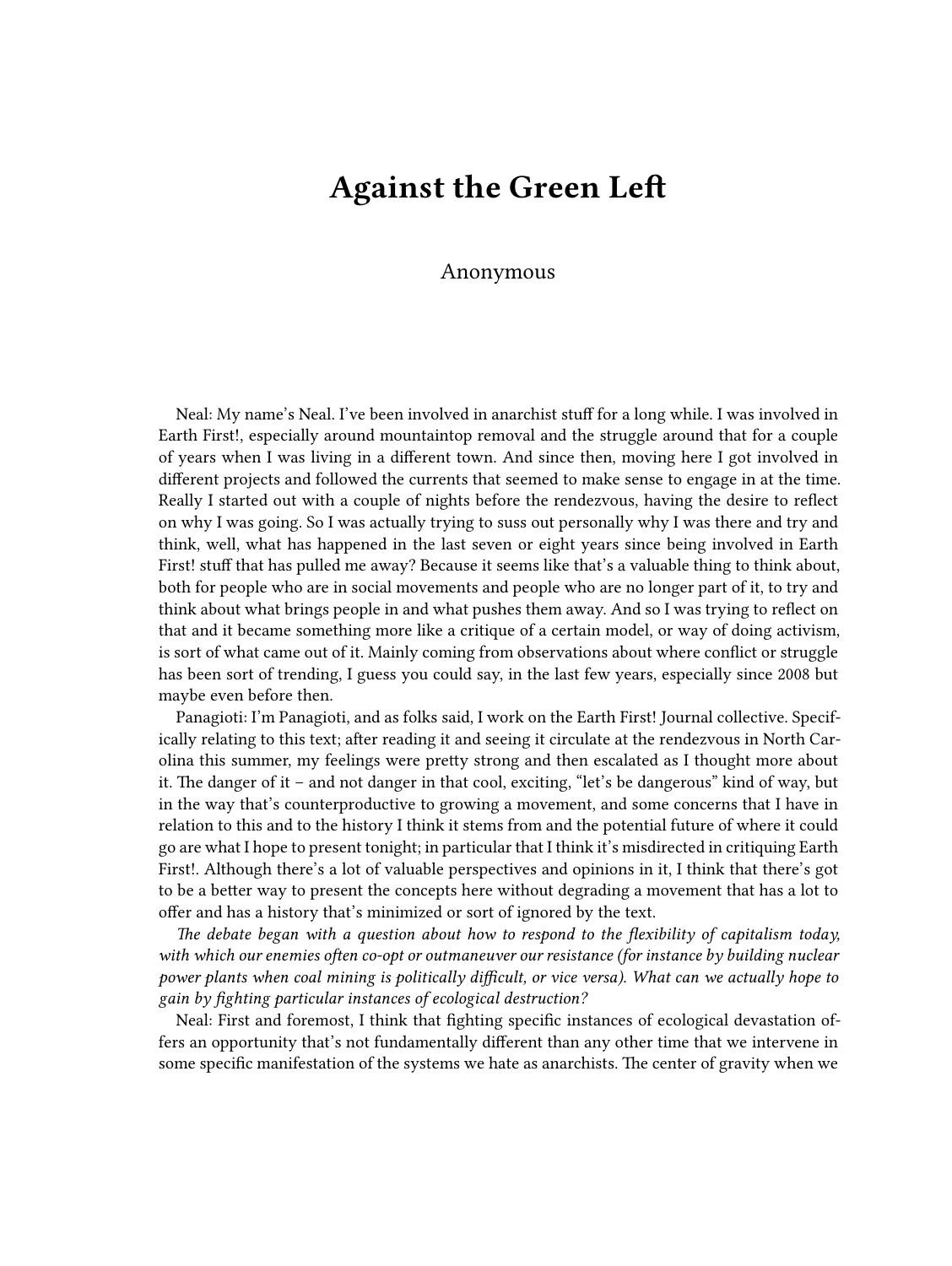# Against the Green Left

Anonymous

Neal: My name's Neal. I've been involved in anarchist stuff for a long while. I was involved in Earth First!, especially around mountaintop removal and the struggle around that for a couple of years when I was living in a different town. And since then, moving here I got involved in different projects and followed the currents that seemed to make sense to engage in at the time. Really I started out with a couple of nights before the rendezvous, having the desire to reflect on why I was going. So I was actually trying to suss out personally why I was there and try and think, well, what has happened in the last seven or eight years since being involved in Earth First! stuff that has pulled me away? Because it seems like that's a valuable thing to think about, both for people who are in social movements and people who are no longer part of it, to try and think about what brings people in and what pushes them away. And so I was trying to reflect on that and it became something more like a critique of a certain model, or way of doing activism, is sort of what came out of it. Mainly coming from observations about where conflict or struggle has been sort of trending, I guess you could say, in the last few years, especially since 2008 but maybe even before then.

Panagioti: I'm Panagioti, and as folks said, I work on the Earth First! Journal collective. Specifically relating to this text; after reading it and seeing it circulate at the rendezvous in North Carolina this summer, my feelings were pretty strong and then escalated as I thought more about it. The danger of it – and not danger in that cool, exciting, "let's be dangerous" kind of way, but in the way that's counterproductive to growing a movement, and some concerns that I have in relation to this and to the history I think it stems from and the potential future of where it could go are what I hope to present tonight; in particular that I think it's misdirected in critiquing Earth First!. Although there's a lot of valuable perspectives and opinions in it, I think that there's got to be a better way to present the concepts here without degrading a movement that has a lot to offer and has a history that's minimized or sort of ignored by the text.

*The debate began with a question about how to respond to the flexibility of capitalism today, with which our enemies often co-opt or outmaneuver our resistance (for instance by building nuclear power plants when coal mining is politically difficult, or vice versa). What can we actually hope to gain by fighting particular instances of ecological destruction?*

Neal: First and foremost, I think that fighting specific instances of ecological devastation offers an opportunity that's not fundamentally different than any other time that we intervene in some specific manifestation of the systems we hate as anarchists. The center of gravity when we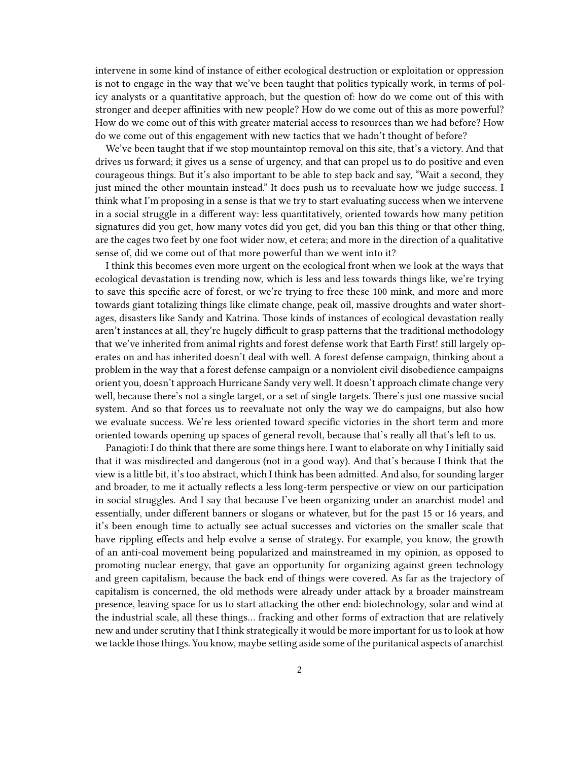intervene in some kind of instance of either ecological destruction or exploitation or oppression is not to engage in the way that we've been taught that politics typically work, in terms of policy analysts or a quantitative approach, but the question of: how do we come out of this with stronger and deeper affinities with new people? How do we come out of this as more powerful? How do we come out of this with greater material access to resources than we had before? How do we come out of this engagement with new tactics that we hadn't thought of before?

We've been taught that if we stop mountaintop removal on this site, that's a victory. And that drives us forward; it gives us a sense of urgency, and that can propel us to do positive and even courageous things. But it's also important to be able to step back and say, "Wait a second, they just mined the other mountain instead." It does push us to reevaluate how we judge success. I think what I'm proposing in a sense is that we try to start evaluating success when we intervene in a social struggle in a different way: less quantitatively, oriented towards how many petition signatures did you get, how many votes did you get, did you ban this thing or that other thing, are the cages two feet by one foot wider now, et cetera; and more in the direction of a qualitative sense of, did we come out of that more powerful than we went into it?

I think this becomes even more urgent on the ecological front when we look at the ways that ecological devastation is trending now, which is less and less towards things like, we're trying to save this specific acre of forest, or we're trying to free these 100 mink, and more and more towards giant totalizing things like climate change, peak oil, massive droughts and water shortages, disasters like Sandy and Katrina. Those kinds of instances of ecological devastation really aren't instances at all, they're hugely difficult to grasp patterns that the traditional methodology that we've inherited from animal rights and forest defense work that Earth First! still largely operates on and has inherited doesn't deal with well. A forest defense campaign, thinking about a problem in the way that a forest defense campaign or a nonviolent civil disobedience campaigns orient you, doesn't approach Hurricane Sandy very well. It doesn't approach climate change very well, because there's not a single target, or a set of single targets. There's just one massive social system. And so that forces us to reevaluate not only the way we do campaigns, but also how we evaluate success. We're less oriented toward specific victories in the short term and more oriented towards opening up spaces of general revolt, because that's really all that's left to us.

Panagioti: I do think that there are some things here. I want to elaborate on why I initially said that it was misdirected and dangerous (not in a good way). And that's because I think that the view is a little bit, it's too abstract, which I think has been admitted. And also, for sounding larger and broader, to me it actually reflects a less long-term perspective or view on our participation in social struggles. And I say that because I've been organizing under an anarchist model and essentially, under different banners or slogans or whatever, but for the past 15 or 16 years, and it's been enough time to actually see actual successes and victories on the smaller scale that have rippling effects and help evolve a sense of strategy. For example, you know, the growth of an anti-coal movement being popularized and mainstreamed in my opinion, as opposed to promoting nuclear energy, that gave an opportunity for organizing against green technology and green capitalism, because the back end of things were covered. As far as the trajectory of capitalism is concerned, the old methods were already under attack by a broader mainstream presence, leaving space for us to start attacking the other end: biotechnology, solar and wind at the industrial scale, all these things… fracking and other forms of extraction that are relatively new and under scrutiny that I think strategically it would be more important for us to look at how we tackle those things. You know, maybe setting aside some of the puritanical aspects of anarchist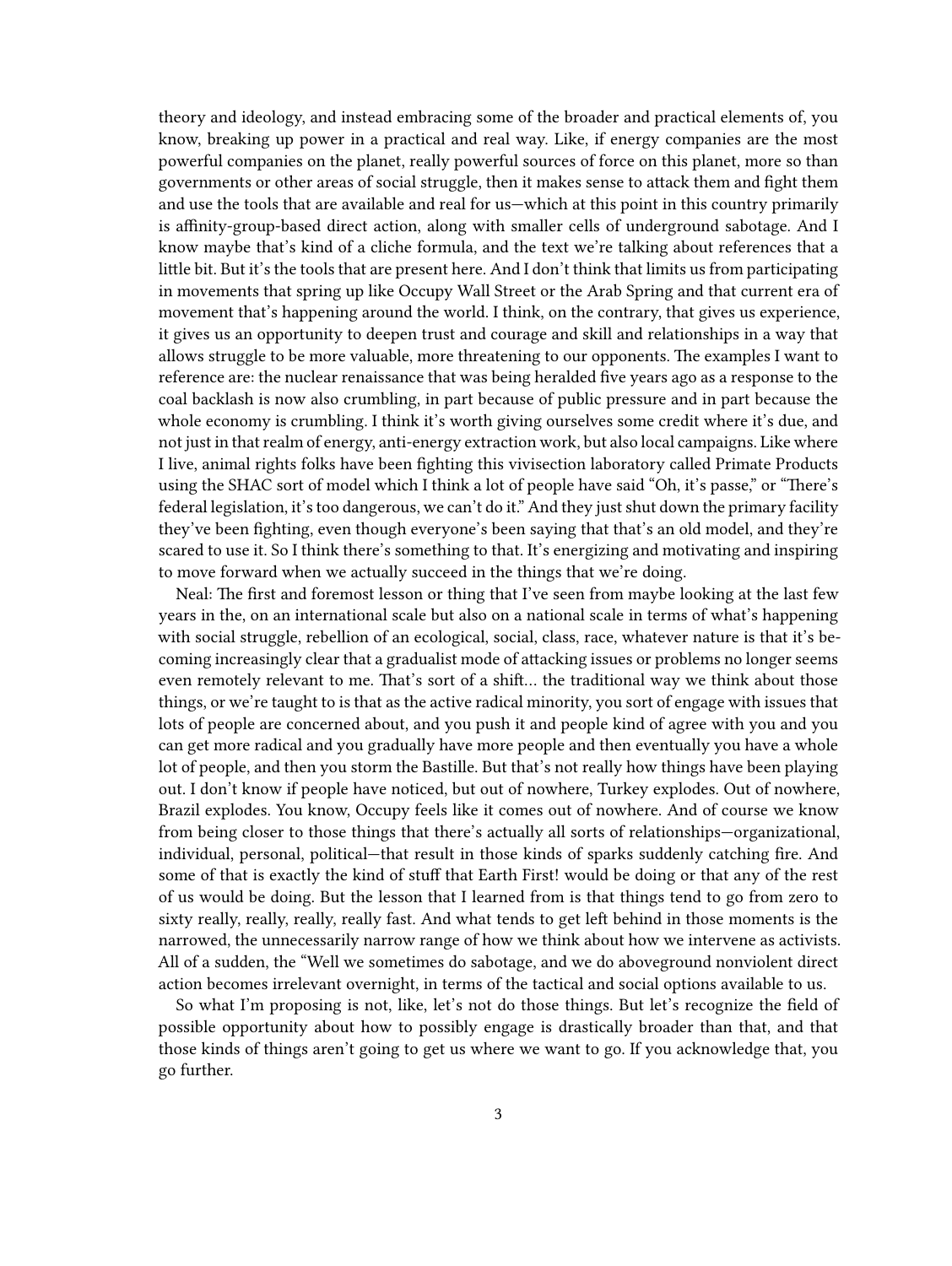theory and ideology, and instead embracing some of the broader and practical elements of, you know, breaking up power in a practical and real way. Like, if energy companies are the most powerful companies on the planet, really powerful sources of force on this planet, more so than governments or other areas of social struggle, then it makes sense to attack them and fight them and use the tools that are available and real for us—which at this point in this country primarily is affinity-group-based direct action, along with smaller cells of underground sabotage. And I know maybe that's kind of a cliche formula, and the text we're talking about references that a little bit. But it's the tools that are present here. And I don't think that limits us from participating in movements that spring up like Occupy Wall Street or the Arab Spring and that current era of movement that's happening around the world. I think, on the contrary, that gives us experience, it gives us an opportunity to deepen trust and courage and skill and relationships in a way that allows struggle to be more valuable, more threatening to our opponents. The examples I want to reference are: the nuclear renaissance that was being heralded five years ago as a response to the coal backlash is now also crumbling, in part because of public pressure and in part because the whole economy is crumbling. I think it's worth giving ourselves some credit where it's due, and not just in that realm of energy, anti-energy extraction work, but also local campaigns. Like where I live, animal rights folks have been fighting this vivisection laboratory called Primate Products using the SHAC sort of model which I think a lot of people have said "Oh, it's passe," or "There's federal legislation, it's too dangerous, we can't do it." And they just shut down the primary facility they've been fighting, even though everyone's been saying that that's an old model, and they're scared to use it. So I think there's something to that. It's energizing and motivating and inspiring to move forward when we actually succeed in the things that we're doing.

Neal: The first and foremost lesson or thing that I've seen from maybe looking at the last few years in the, on an international scale but also on a national scale in terms of what's happening with social struggle, rebellion of an ecological, social, class, race, whatever nature is that it's becoming increasingly clear that a gradualist mode of attacking issues or problems no longer seems even remotely relevant to me. That's sort of a shift… the traditional way we think about those things, or we're taught to is that as the active radical minority, you sort of engage with issues that lots of people are concerned about, and you push it and people kind of agree with you and you can get more radical and you gradually have more people and then eventually you have a whole lot of people, and then you storm the Bastille. But that's not really how things have been playing out. I don't know if people have noticed, but out of nowhere, Turkey explodes. Out of nowhere, Brazil explodes. You know, Occupy feels like it comes out of nowhere. And of course we know from being closer to those things that there's actually all sorts of relationships—organizational, individual, personal, political—that result in those kinds of sparks suddenly catching fire. And some of that is exactly the kind of stuff that Earth First! would be doing or that any of the rest of us would be doing. But the lesson that I learned from is that things tend to go from zero to sixty really, really, really, really fast. And what tends to get left behind in those moments is the narrowed, the unnecessarily narrow range of how we think about how we intervene as activists. All of a sudden, the "Well we sometimes do sabotage, and we do aboveground nonviolent direct action becomes irrelevant overnight, in terms of the tactical and social options available to us.

So what I'm proposing is not, like, let's not do those things. But let's recognize the field of possible opportunity about how to possibly engage is drastically broader than that, and that those kinds of things aren't going to get us where we want to go. If you acknowledge that, you go further.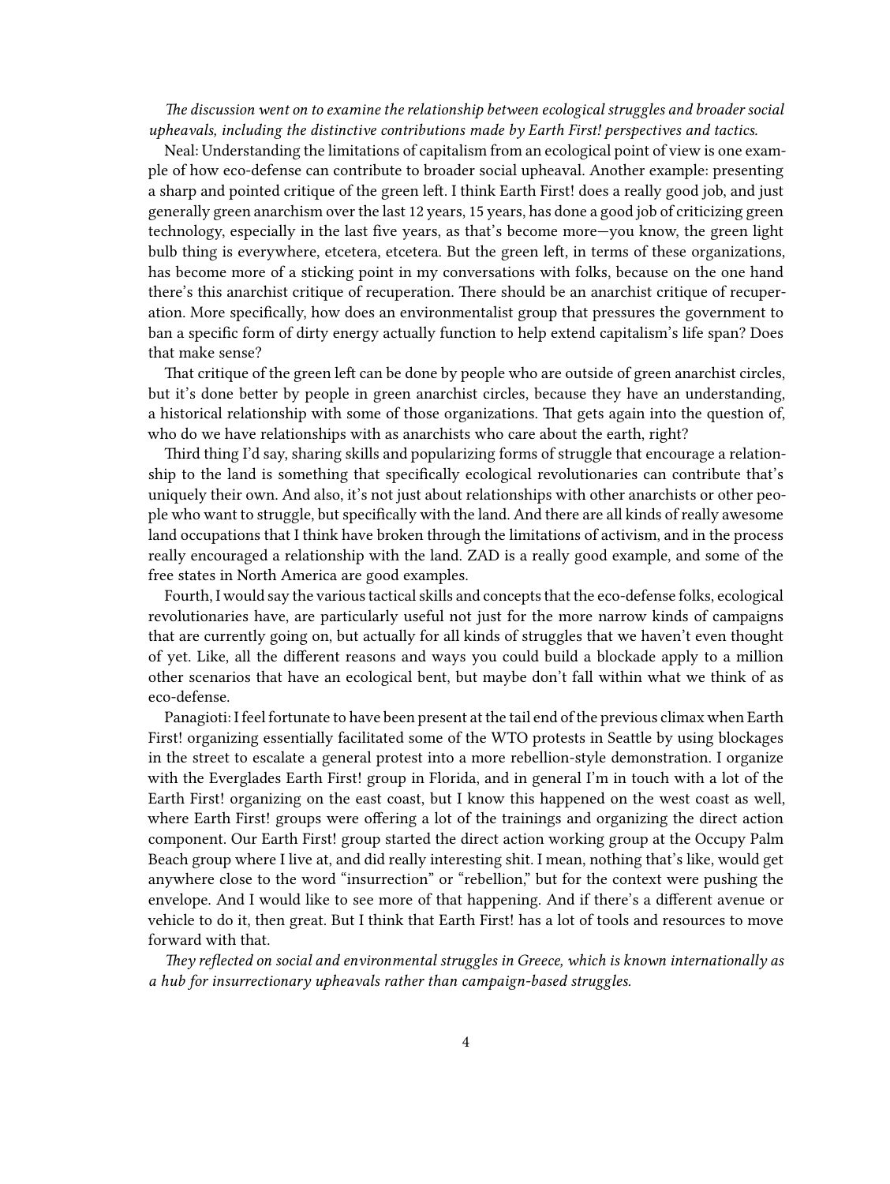*The discussion went on to examine the relationship between ecological struggles and broader social upheavals, including the distinctive contributions made by Earth First! perspectives and tactics.*

Neal: Understanding the limitations of capitalism from an ecological point of view is one example of how eco-defense can contribute to broader social upheaval. Another example: presenting a sharp and pointed critique of the green left. I think Earth First! does a really good job, and just generally green anarchism over the last 12 years, 15 years, has done a good job of criticizing green technology, especially in the last five years, as that's become more—you know, the green light bulb thing is everywhere, etcetera, etcetera. But the green left, in terms of these organizations, has become more of a sticking point in my conversations with folks, because on the one hand there's this anarchist critique of recuperation. There should be an anarchist critique of recuperation. More specifically, how does an environmentalist group that pressures the government to ban a specific form of dirty energy actually function to help extend capitalism's life span? Does that make sense?

That critique of the green left can be done by people who are outside of green anarchist circles, but it's done better by people in green anarchist circles, because they have an understanding, a historical relationship with some of those organizations. That gets again into the question of, who do we have relationships with as anarchists who care about the earth, right?

Third thing I'd say, sharing skills and popularizing forms of struggle that encourage a relationship to the land is something that specifically ecological revolutionaries can contribute that's uniquely their own. And also, it's not just about relationships with other anarchists or other people who want to struggle, but specifically with the land. And there are all kinds of really awesome land occupations that I think have broken through the limitations of activism, and in the process really encouraged a relationship with the land. ZAD is a really good example, and some of the free states in North America are good examples.

Fourth, I would say the various tactical skills and concepts that the eco-defense folks, ecological revolutionaries have, are particularly useful not just for the more narrow kinds of campaigns that are currently going on, but actually for all kinds of struggles that we haven't even thought of yet. Like, all the different reasons and ways you could build a blockade apply to a million other scenarios that have an ecological bent, but maybe don't fall within what we think of as eco-defense.

Panagioti: I feel fortunate to have been present at the tail end of the previous climax when Earth First! organizing essentially facilitated some of the WTO protests in Seattle by using blockages in the street to escalate a general protest into a more rebellion-style demonstration. I organize with the Everglades Earth First! group in Florida, and in general I'm in touch with a lot of the Earth First! organizing on the east coast, but I know this happened on the west coast as well, where Earth First! groups were offering a lot of the trainings and organizing the direct action component. Our Earth First! group started the direct action working group at the Occupy Palm Beach group where I live at, and did really interesting shit. I mean, nothing that's like, would get anywhere close to the word "insurrection" or "rebellion," but for the context were pushing the envelope. And I would like to see more of that happening. And if there's a different avenue or vehicle to do it, then great. But I think that Earth First! has a lot of tools and resources to move forward with that.

*They reflected on social and environmental struggles in Greece, which is known internationally as a hub for insurrectionary upheavals rather than campaign-based struggles.*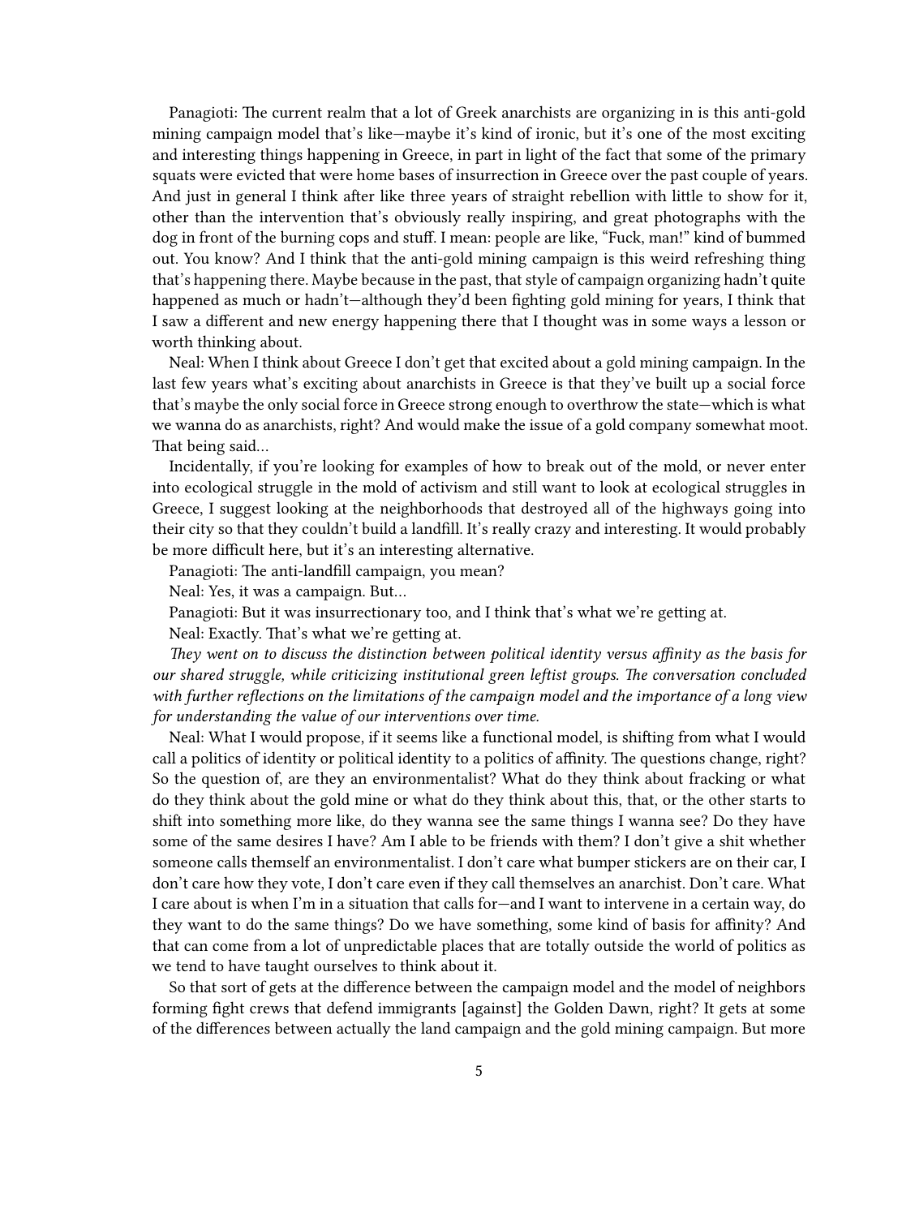Panagioti: The current realm that a lot of Greek anarchists are organizing in is this anti-gold mining campaign model that's like—maybe it's kind of ironic, but it's one of the most exciting and interesting things happening in Greece, in part in light of the fact that some of the primary squats were evicted that were home bases of insurrection in Greece over the past couple of years. And just in general I think after like three years of straight rebellion with little to show for it, other than the intervention that's obviously really inspiring, and great photographs with the dog in front of the burning cops and stuff. I mean: people are like, "Fuck, man!" kind of bummed out. You know? And I think that the anti-gold mining campaign is this weird refreshing thing that's happening there. Maybe because in the past, that style of campaign organizing hadn't quite happened as much or hadn't—although they'd been fighting gold mining for years, I think that I saw a different and new energy happening there that I thought was in some ways a lesson or worth thinking about.

Neal: When I think about Greece I don't get that excited about a gold mining campaign. In the last few years what's exciting about anarchists in Greece is that they've built up a social force that's maybe the only social force in Greece strong enough to overthrow the state—which is what we wanna do as anarchists, right? And would make the issue of a gold company somewhat moot. That being said…

Incidentally, if you're looking for examples of how to break out of the mold, or never enter into ecological struggle in the mold of activism and still want to look at ecological struggles in Greece, I suggest looking at the neighborhoods that destroyed all of the highways going into their city so that they couldn't build a landfill. It's really crazy and interesting. It would probably be more difficult here, but it's an interesting alternative.

Panagioti: The anti-landfill campaign, you mean?

Neal: Yes, it was a campaign. But…

Panagioti: But it was insurrectionary too, and I think that's what we're getting at.

Neal: Exactly. That's what we're getting at.

*They went on to discuss the distinction between political identity versus affinity as the basis for our shared struggle, while criticizing institutional green leftist groups. The conversation concluded with further reflections on the limitations of the campaign model and the importance of a long view for understanding the value of our interventions over time.*

Neal: What I would propose, if it seems like a functional model, is shifting from what I would call a politics of identity or political identity to a politics of affinity. The questions change, right? So the question of, are they an environmentalist? What do they think about fracking or what do they think about the gold mine or what do they think about this, that, or the other starts to shift into something more like, do they wanna see the same things I wanna see? Do they have some of the same desires I have? Am I able to be friends with them? I don't give a shit whether someone calls themself an environmentalist. I don't care what bumper stickers are on their car, I don't care how they vote, I don't care even if they call themselves an anarchist. Don't care. What I care about is when I'm in a situation that calls for—and I want to intervene in a certain way, do they want to do the same things? Do we have something, some kind of basis for affinity? And that can come from a lot of unpredictable places that are totally outside the world of politics as we tend to have taught ourselves to think about it.

So that sort of gets at the difference between the campaign model and the model of neighbors forming fight crews that defend immigrants [against] the Golden Dawn, right? It gets at some of the differences between actually the land campaign and the gold mining campaign. But more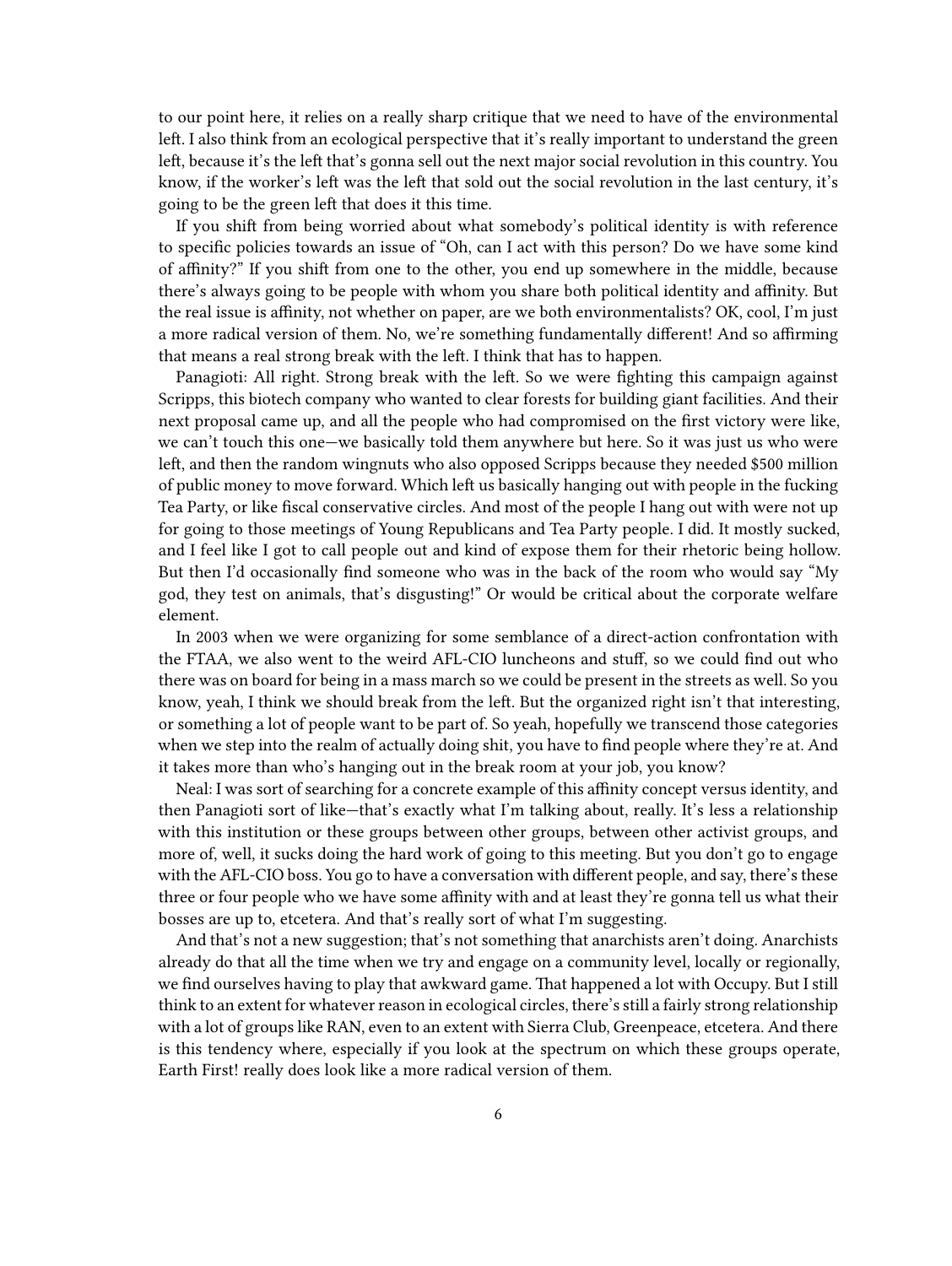to our point here, it relies on a really sharp critique that we need to have of the environmental left. I also think from an ecological perspective that it's really important to understand the green left, because it's the left that's gonna sell out the next major social revolution in this country. You know, if the worker's left was the left that sold out the social revolution in the last century, it's going to be the green left that does it this time.

If you shift from being worried about what somebody's political identity is with reference to specific policies towards an issue of "Oh, can I act with this person? Do we have some kind of affinity?" If you shift from one to the other, you end up somewhere in the middle, because there's always going to be people with whom you share both political identity and affinity. But the real issue is affinity, not whether on paper, are we both environmentalists? OK, cool, I'm just a more radical version of them. No, we're something fundamentally different! And so affirming that means a real strong break with the left. I think that has to happen.

Panagioti: All right. Strong break with the left. So we were fighting this campaign against Scripps, this biotech company who wanted to clear forests for building giant facilities. And their next proposal came up, and all the people who had compromised on the first victory were like, we can't touch this one—we basically told them anywhere but here. So it was just us who were left, and then the random wingnuts who also opposed Scripps because they needed $500 million of public money to move forward. Which left us basically hanging out with people in the fucking Tea Party, or like fiscal conservative circles. And most of the people I hang out with were not up for going to those meetings of Young Republicans and Tea Party people. I did. It mostly sucked, and I feel like I got to call people out and kind of expose them for their rhetoric being hollow. But then I'd occasionally find someone who was in the back of the room who would say "My god, they test on animals, that's disgusting!" Or would be critical about the corporate welfare element.

In 2003 when we were organizing for some semblance of a direct-action confrontation with the FTAA, we also went to the weird AFL-CIO luncheons and stuff, so we could find out who there was on board for being in a mass march so we could be present in the streets as well. So you know, yeah, I think we should break from the left. But the organized right isn't that interesting, or something a lot of people want to be part of. So yeah, hopefully we transcend those categories when we step into the realm of actually doing shit, you have to find people where they're at. And it takes more than who's hanging out in the break room at your job, you know?

Neal: I was sort of searching for a concrete example of this affinity concept versus identity, and then Panagioti sort of like—that's exactly what I'm talking about, really. It's less a relationship with this institution or these groups between other groups, between other activist groups, and more of, well, it sucks doing the hard work of going to this meeting. But you don't go to engage with the AFL-CIO boss. You go to have a conversation with different people, and say, there's these three or four people who we have some affinity with and at least they're gonna tell us what their bosses are up to, etcetera. And that's really sort of what I'm suggesting.

And that's not a new suggestion; that's not something that anarchists aren't doing. Anarchists already do that all the time when we try and engage on a community level, locally or regionally, we find ourselves having to play that awkward game. That happened a lot with Occupy. But I still think to an extent for whatever reason in ecological circles, there's still a fairly strong relationship with a lot of groups like RAN, even to an extent with Sierra Club, Greenpeace, etcetera. And there is this tendency where, especially if you look at the spectrum on which these groups operate, Earth First! really does look like a more radical version of them.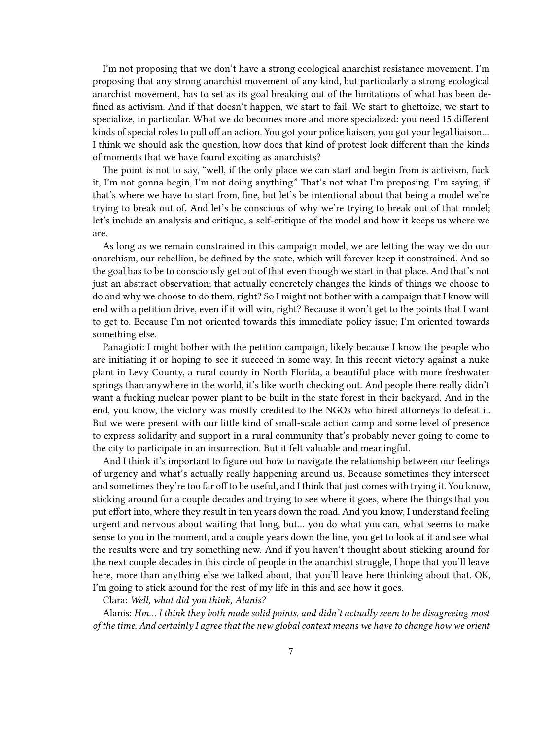I'm not proposing that we don't have a strong ecological anarchist resistance movement. I'm proposing that any strong anarchist movement of any kind, but particularly a strong ecological anarchist movement, has to set as its goal breaking out of the limitations of what has been defined as activism. And if that doesn't happen, we start to fail. We start to ghettoize, we start to specialize, in particular. What we do becomes more and more specialized: you need 15 different kinds of special roles to pull off an action. You got your police liaison, you got your legal liaison… I think we should ask the question, how does that kind of protest look different than the kinds of moments that we have found exciting as anarchists?

The point is not to say, "well, if the only place we can start and begin from is activism, fuck it, I'm not gonna begin, I'm not doing anything." That's not what I'm proposing. I'm saying, if that's where we have to start from, fine, but let's be intentional about that being a model we're trying to break out of. And let's be conscious of why we're trying to break out of that model; let's include an analysis and critique, a self-critique of the model and how it keeps us where we are.

As long as we remain constrained in this campaign model, we are letting the way we do our anarchism, our rebellion, be defined by the state, which will forever keep it constrained. And so the goal has to be to consciously get out of that even though we start in that place. And that's not just an abstract observation; that actually concretely changes the kinds of things we choose to do and why we choose to do them, right? So I might not bother with a campaign that I know will end with a petition drive, even if it will win, right? Because it won't get to the points that I want to get to. Because I'm not oriented towards this immediate policy issue; I'm oriented towards something else.

Panagioti: I might bother with the petition campaign, likely because I know the people who are initiating it or hoping to see it succeed in some way. In this recent victory against a nuke plant in Levy County, a rural county in North Florida, a beautiful place with more freshwater springs than anywhere in the world, it's like worth checking out. And people there really didn't want a fucking nuclear power plant to be built in the state forest in their backyard. And in the end, you know, the victory was mostly credited to the NGOs who hired attorneys to defeat it. But we were present with our little kind of small-scale action camp and some level of presence to express solidarity and support in a rural community that's probably never going to come to the city to participate in an insurrection. But it felt valuable and meaningful.

And I think it's important to figure out how to navigate the relationship between our feelings of urgency and what's actually really happening around us. Because sometimes they intersect and sometimes they're too far off to be useful, and I think that just comes with trying it. You know, sticking around for a couple decades and trying to see where it goes, where the things that you put effort into, where they result in ten years down the road. And you know, I understand feeling urgent and nervous about waiting that long, but… you do what you can, what seems to make sense to you in the moment, and a couple years down the line, you get to look at it and see what the results were and try something new. And if you haven't thought about sticking around for the next couple decades in this circle of people in the anarchist struggle, I hope that you'll leave here, more than anything else we talked about, that you'll leave here thinking about that. OK, I'm going to stick around for the rest of my life in this and see how it goes.

Clara: *Well, what did you think, Alanis?*

Alanis: *Hm… I think they both made solid points, and didn't actually seem to be disagreeing most of the time. And certainly I agree that the new global context means we have to change how we orient*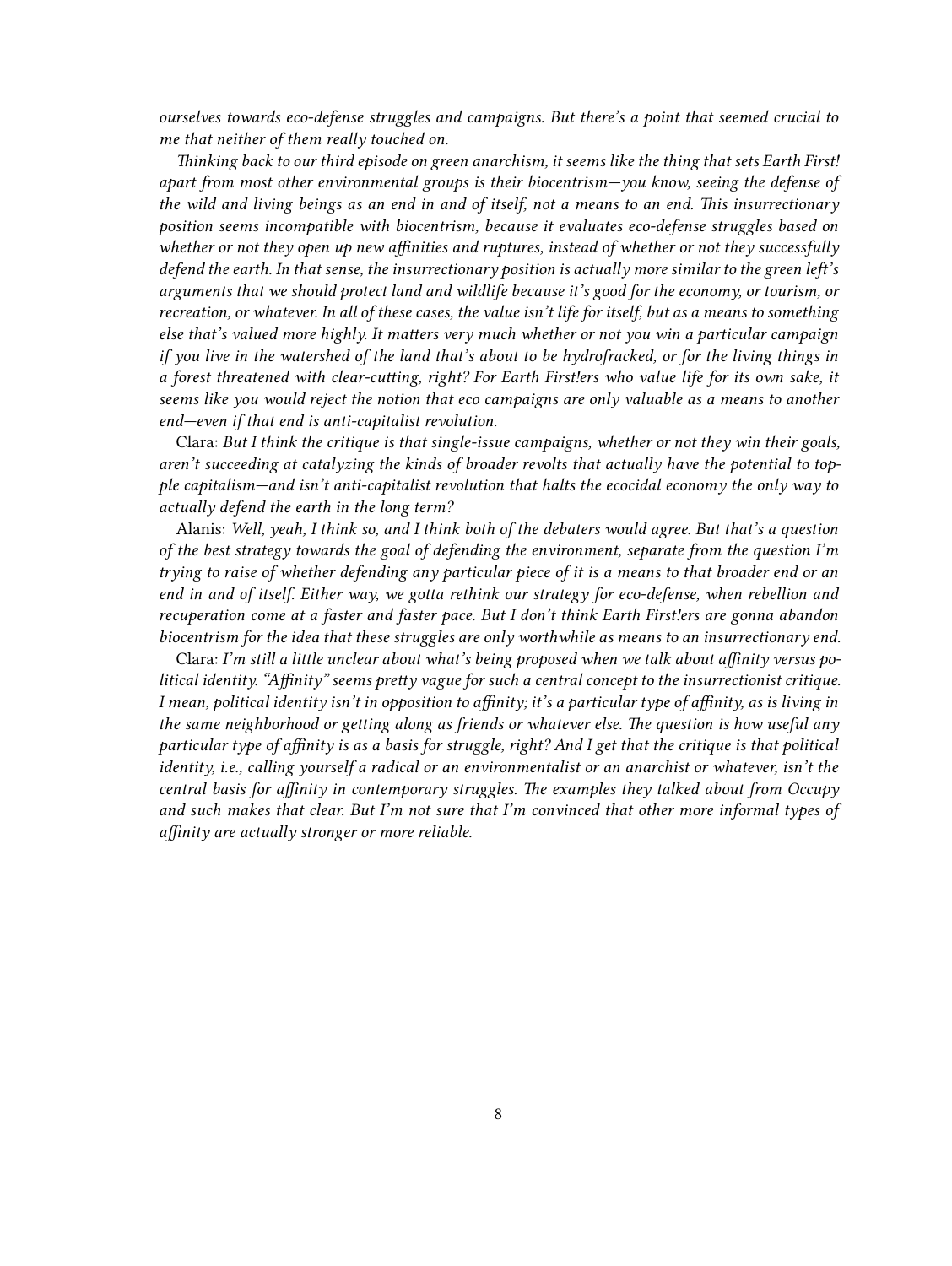*ourselves towards eco-defense struggles and campaigns. But there's a point that seemed crucial to me that neither of them really touched on.*

*Thinking back to our third episode on green anarchism, it seems like the thing that sets Earth First! apart from most other environmental groups is their biocentrism—you know, seeing the defense of the wild and living beings as an end in and of itself, not a means to an end. This insurrectionary position seems incompatible with biocentrism, because it evaluates eco-defense struggles based on whether or not they open up new affinities and ruptures, instead of whether or not they successfully defend the earth. In that sense, the insurrectionary position is actually more similar to the green left's arguments that we should protect land and wildlife because it's good for the economy, or tourism, or recreation, or whatever. In all of these cases, the value isn't life for itself, but as a means to something else that's valued more highly. It matters very much whether or not you win a particular campaign if you live in the watershed of the land that's about to be hydrofracked, or for the living things in a forest threatened with clear-cutting, right? For Earth First!ers who value life for its own sake, it seems like you would reject the notion that eco campaigns are only valuable as a means to another end—even if that end is anti-capitalist revolution.*

Clara: *But I think the critique is that single-issue campaigns, whether or not they win their goals, aren't succeeding at catalyzing the kinds of broader revolts that actually have the potential to topple capitalism—and isn't anti-capitalist revolution that halts the ecocidal economy the only way to actually defend the earth in the long term?*

Alanis: *Well, yeah, I think so, and I think both of the debaters would agree. But that's a question of the best strategy towards the goal of defending the environment, separate from the question I'm trying to raise of whether defending any particular piece of it is a means to that broader end or an end in and of itself. Either way, we gotta rethink our strategy for eco-defense, when rebellion and recuperation come at a faster and faster pace. But I don't think Earth First!ers are gonna abandon biocentrism for the idea that these struggles are only worthwhile as means to an insurrectionary end.*

Clara: *I'm still a little unclear about what's being proposed when we talk about affinity versus political identity. "Affinity" seems pretty vague for such a central concept to the insurrectionist critique. I mean, political identity isn't in opposition to affinity; it's a particular type of affinity, as is living in the same neighborhood or getting along as friends or whatever else. The question is how useful any particular type of affinity is as a basis for struggle, right? And I get that the critique is that political identity, i.e., calling yourself a radical or an environmentalist or an anarchist or whatever, isn't the central basis for affinity in contemporary struggles. The examples they talked about from Occupy and such makes that clear. But I'm not sure that I'm convinced that other more informal types of affinity are actually stronger or more reliable.*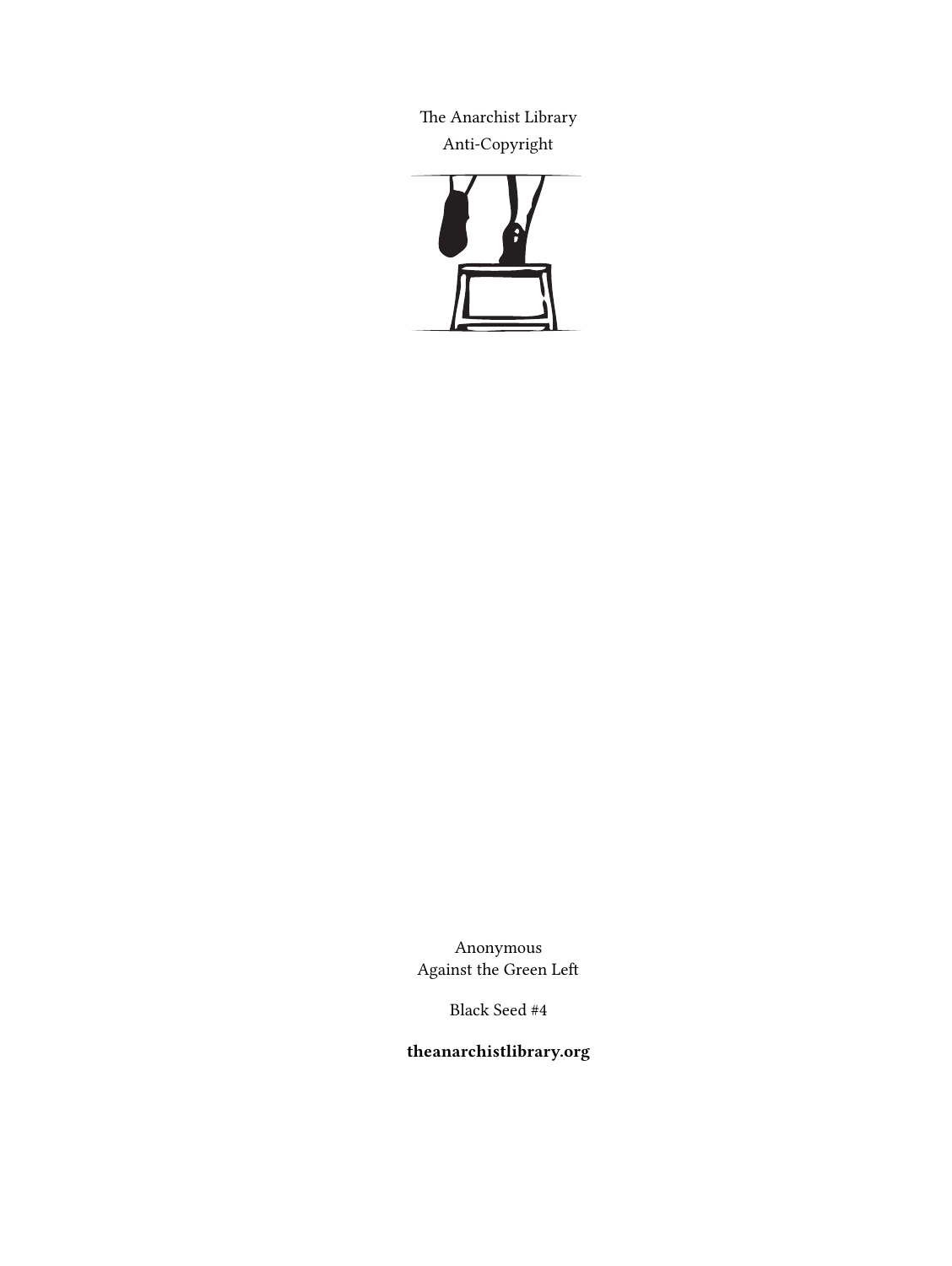The Anarchist Library
Anti-Copyright

Anonymous
Against the Green Left

Black Seed #4

**theanarchistlibrary.org**